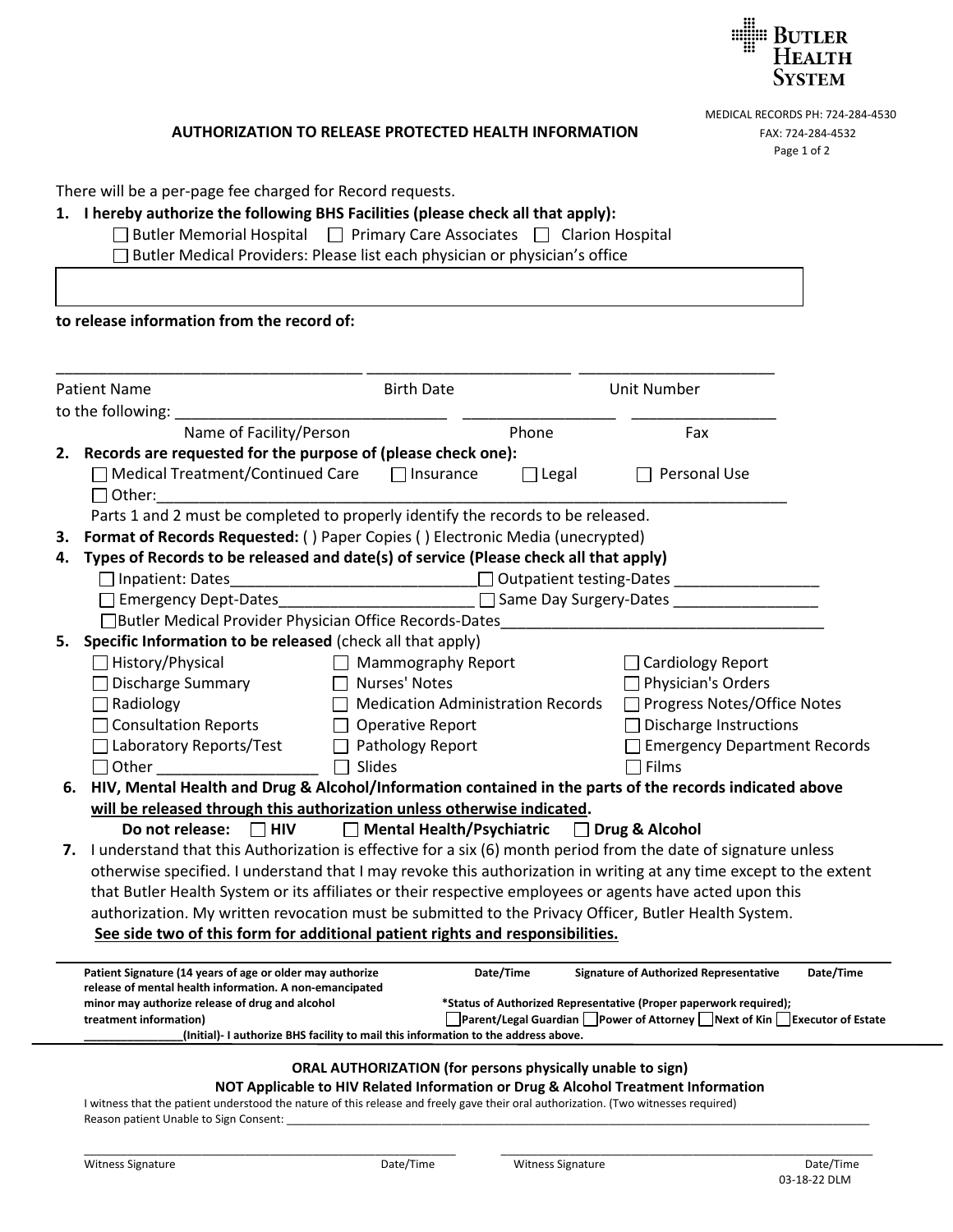BUTLER HEALTH SYSTEM

MEDICAL RECORDS PH: 724-284-4530
FAX: 724-284-4532

## AUTHORIZATION TO RELEASE PROTECTED HEALTH INFORMATION

There will be a per-page fee charged for Record requests.

**1. I hereby authorize the following BHS Facilities (please check all that apply):**

☐ Butler Memorial Hospital ☐ Primary Care Associates ☐ Clarion Hospital
☐ Butler Medical Providers: Please list each physician or physician's office

| |
|---|
| |

**to release information from the record of:**

___________________________________ ________________________ ________________________
Patient Name Birth Date Unit Number

to the following: ________________________________ __________________ _________________
Name of Facility/Person Phone Fax

**2. Records are requested for the purpose of (please check one):**

☐ Medical Treatment/Continued Care ☐ Insurance ☐ Legal ☐ Personal Use
☐ Other:_____________________________________________________________________________

Parts 1 and 2 must be completed to properly identify the records to be released.

**3. Format of Records Requested:** ( ) Paper Copies ( ) Electronic Media (unecrypted)

**4. Types of Records to be released and date(s) of service (Please check all that apply)**

☐ Inpatient: Dates___________________________ ☐ Outpatient testing-Dates _________________
☐ Emergency Dept-Dates_______________________ ☐ Same Day Surgery-Dates _________________
☐ Butler Medical Provider Physician Office Records-Dates_______________________________________

**5. Specific Information to be released** (check all that apply)

| | | |
|---|---|---|
| ☐ History/Physical | ☐ Mammography Report | ☐ Cardiology Report |
| ☐ Discharge Summary | ☐ Nurses' Notes | ☐ Physician's Orders |
| ☐ Radiology | ☐ Medication Administration Records | ☐ Progress Notes/Office Notes |
| ☐ Consultation Reports | ☐ Operative Report | ☐ Discharge Instructions |
| ☐ Laboratory Reports/Test | ☐ Pathology Report | ☐ Emergency Department Records |
| ☐ Other ___________________ | ☐ Slides | ☐ Films |

**6. HIV, Mental Health and Drug & Alcohol/Information contained in the parts of the records indicated above <u>will be released through this authorization unless otherwise indicated</u>.**

**Do not release: ☐ HIV ☐ Mental Health/Psychiatric ☐ Drug & Alcohol**

**7.** I understand that this Authorization is effective for a six (6) month period from the date of signature unless otherwise specified. I understand that I may revoke this authorization in writing at any time except to the extent that Butler Health System or its affiliates or their respective employees or agents have acted upon this authorization. My written revocation must be submitted to the Privacy Officer, Butler Health System.

**<u>See side two of this form for additional patient rights and responsibilities.</u>**

**Patient Signature (14 years of age or older may authorize release of mental health information. A non-emancipated minor may authorize release of drug and alcohol treatment information)** **Date/Time** **Signature of Authorized Representative** **Date/Time**

**\*Status of Authorized Representative (Proper paperwork required);**
**☐ Parent/Legal Guardian ☐ Power of Attorney ☐ Next of Kin ☐ Executor of Estate**

**______________(Initial)- I authorize BHS facility to mail this information to the address above.**

### ORAL AUTHORIZATION (for persons physically unable to sign)

**NOT Applicable to HIV Related Information or Drug & Alcohol Treatment Information**

I witness that the patient understood the nature of this release and freely gave their oral authorization. (Two witnesses required)

Reason patient Unable to Sign Consent: ____________________________________________________________

______________________________________________ ______________________________________________
Witness Signature Date/Time Witness Signature Date/Time

03-18-22 DLM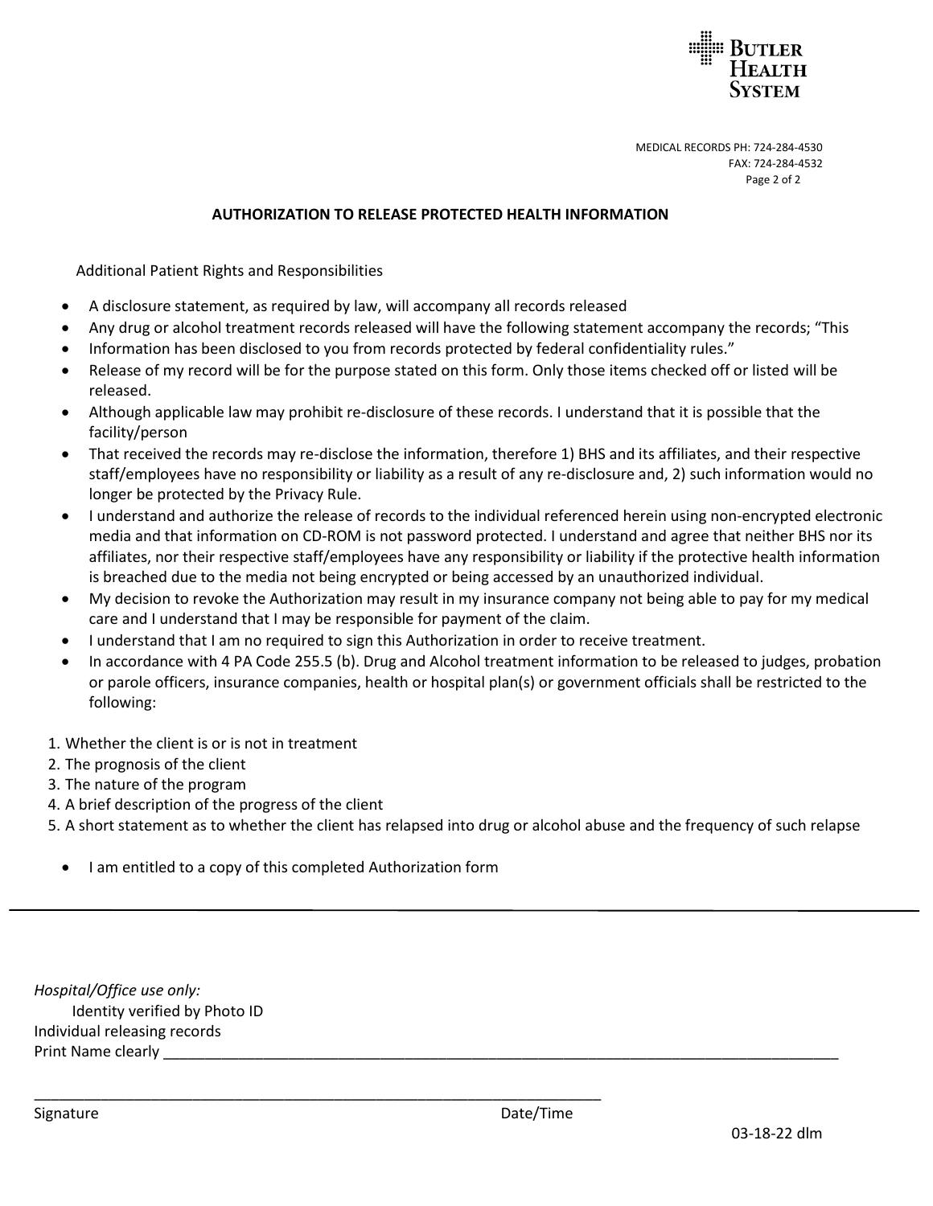BUTLER HEALTH SYSTEM

MEDICAL RECORDS PH: 724-284-4530
FAX: 724-284-4532

## AUTHORIZATION TO RELEASE PROTECTED HEALTH INFORMATION

Additional Patient Rights and Responsibilities

- A disclosure statement, as required by law, will accompany all records released
- Any drug or alcohol treatment records released will have the following statement accompany the records; "This
- Information has been disclosed to you from records protected by federal confidentiality rules."
- Release of my record will be for the purpose stated on this form. Only those items checked off or listed will be released.
- Although applicable law may prohibit re-disclosure of these records. I understand that it is possible that the facility/person
- That received the records may re-disclose the information, therefore 1) BHS and its affiliates, and their respective staff/employees have no responsibility or liability as a result of any re-disclosure and, 2) such information would no longer be protected by the Privacy Rule.
- I understand and authorize the release of records to the individual referenced herein using non-encrypted electronic media and that information on CD-ROM is not password protected. I understand and agree that neither BHS nor its affiliates, nor their respective staff/employees have any responsibility or liability if the protective health information is breached due to the media not being encrypted or being accessed by an unauthorized individual.
- My decision to revoke the Authorization may result in my insurance company not being able to pay for my medical care and I understand that I may be responsible for payment of the claim.
- I understand that I am no required to sign this Authorization in order to receive treatment.
- In accordance with 4 PA Code 255.5 (b). Drug and Alcohol treatment information to be released to judges, probation or parole officers, insurance companies, health or hospital plan(s) or government officials shall be restricted to the following:

1. Whether the client is or is not in treatment
2. The prognosis of the client
3. The nature of the program
4. A brief description of the progress of the client
5. A short statement as to whether the client has relapsed into drug or alcohol abuse and the frequency of such relapse

- I am entitled to a copy of this completed Authorization form

---

*Hospital/Office use only:*

Identity verified by Photo ID

Individual releasing records

Print Name clearly ______________________________________________________________________________

______________________________________________________________________

Signature Date/Time

03-18-22 dlm